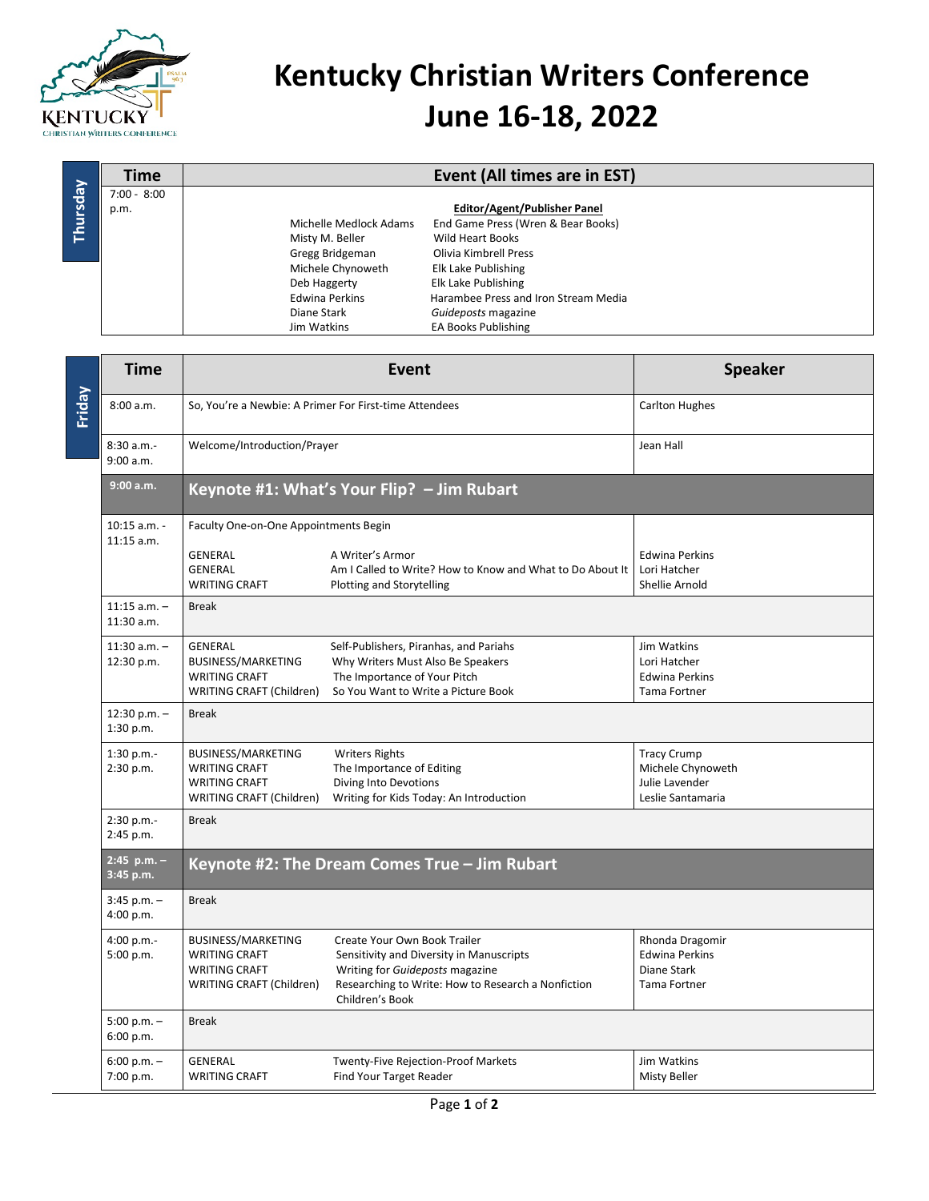# Kentucky Christian Writers Conference
# June 16-18, 2022

## Thursday

| Time | Event (All times are in EST) | |
|---|---|---|
| 7:00 - 8:00 p.m. | **Editor/Agent/Publisher Panel** | |
| | Michelle Medlock Adams | End Game Press (Wren & Bear Books) |
| | Misty M. Beller | Wild Heart Books |
| | Gregg Bridgeman | Olivia Kimbrell Press |
| | Michele Chynoweth | Elk Lake Publishing |
| | Deb Haggerty | Elk Lake Publishing |
| | Edwina Perkins | Harambee Press and Iron Stream Media |
| | Diane Stark | *Guideposts* magazine |
| | Jim Watkins | EA Books Publishing |

## Friday

| Time | Event | | Speaker |
|---|---|---|---|
| 8:00 a.m. | So, You're a Newbie: A Primer For First-time Attendees | | Carlton Hughes |
| 8:30 a.m.- 9:00 a.m. | Welcome/Introduction/Prayer | | Jean Hall |
| **9:00 a.m.** | **Keynote #1: What's Your Flip? – Jim Rubart** | | |
| 10:15 a.m. - 11:15 a.m. | Faculty One-on-One Appointments Begin | | |
| | GENERAL | A Writer's Armor | Edwina Perkins |
| | GENERAL | Am I Called to Write? How to Know and What to Do About It | Lori Hatcher |
| | WRITING CRAFT | Plotting and Storytelling | Shellie Arnold |
| 11:15 a.m. – 11:30 a.m. | Break | | |
| 11:30 a.m. – 12:30 p.m. | GENERAL | Self-Publishers, Piranhas, and Pariahs | Jim Watkins |
| | BUSINESS/MARKETING | Why Writers Must Also Be Speakers | Lori Hatcher |
| | WRITING CRAFT | The Importance of Your Pitch | Edwina Perkins |
| | WRITING CRAFT (Children) | So You Want to Write a Picture Book | Tama Fortner |
| 12:30 p.m. – 1:30 p.m. | Break | | |
| 1:30 p.m.- 2:30 p.m. | BUSINESS/MARKETING | Writers Rights | Tracy Crump |
| | WRITING CRAFT | The Importance of Editing | Michele Chynoweth |
| | WRITING CRAFT | Diving Into Devotions | Julie Lavender |
| | WRITING CRAFT (Children) | Writing for Kids Today: An Introduction | Leslie Santamaria |
| 2:30 p.m.- 2:45 p.m. | Break | | |
| **2:45 p.m. – 3:45 p.m.** | **Keynote #2: The Dream Comes True – Jim Rubart** | | |
| 3:45 p.m. – 4:00 p.m. | Break | | |
| 4:00 p.m.- 5:00 p.m. | BUSINESS/MARKETING | Create Your Own Book Trailer | Rhonda Dragomir |
| | WRITING CRAFT | Sensitivity and Diversity in Manuscripts | Edwina Perkins |
| | WRITING CRAFT | Writing for *Guideposts* magazine | Diane Stark |
| | WRITING CRAFT (Children) | Researching to Write: How to Research a Nonfiction Children's Book | Tama Fortner |
| 5:00 p.m. – 6:00 p.m. | Break | | |
| 6:00 p.m. – 7:00 p.m. | GENERAL | Twenty-Five Rejection-Proof Markets | Jim Watkins |
| | WRITING CRAFT | Find Your Target Reader | Misty Beller |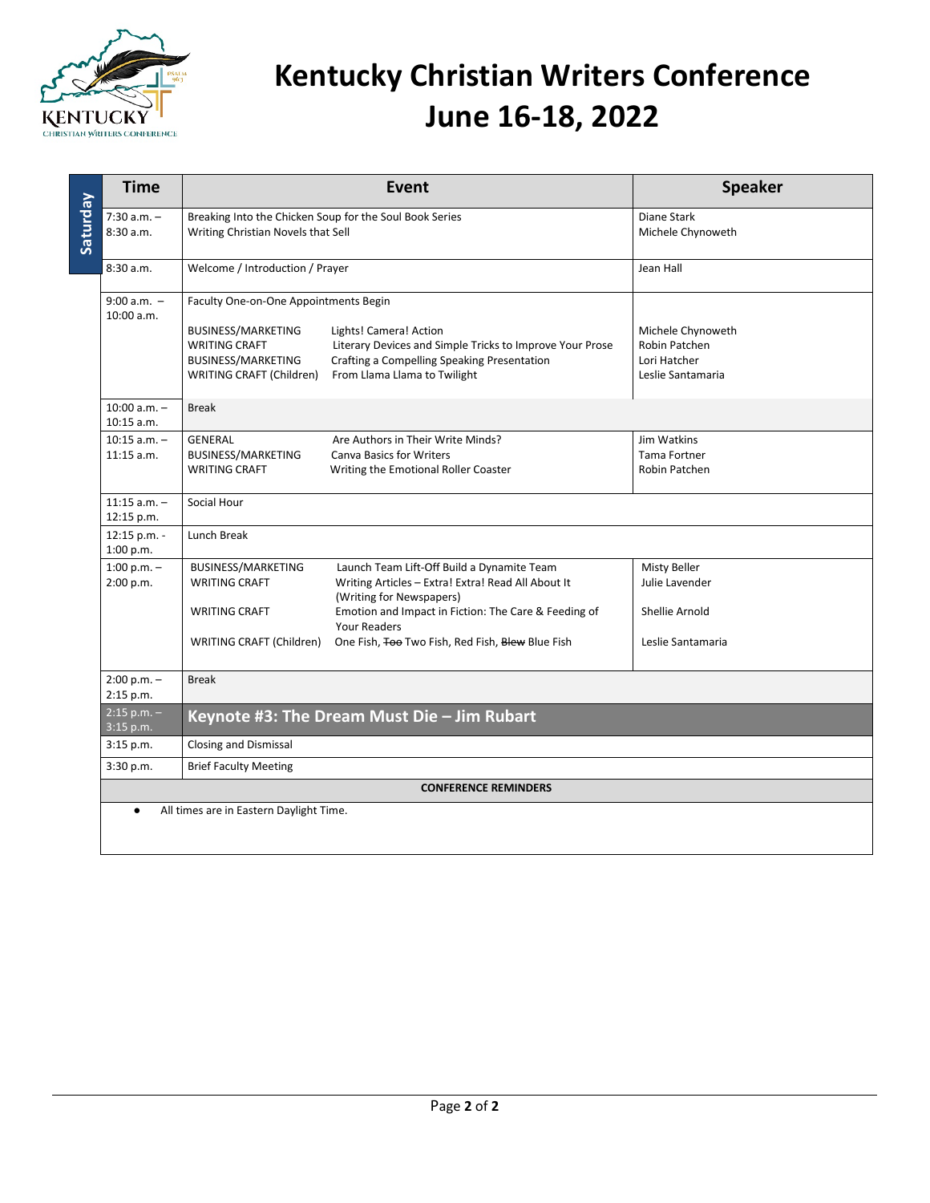# Kentucky Christian Writers Conference
# June 16-18, 2022

**Saturday**

| Time | Event | | Speaker |
|---|---|---|---|
| 7:30 a.m. – 8:30 a.m. | Breaking Into the Chicken Soup for the Soul Book Series<br>Writing Christian Novels that Sell | | Diane Stark<br>Michele Chynoweth |
| 8:30 a.m. | Welcome / Introduction / Prayer | | Jean Hall |
| 9:00 a.m. – 10:00 a.m. | Faculty One-on-One Appointments Begin | | |
| | BUSINESS/MARKETING | Lights! Camera! Action | Michele Chynoweth |
| | WRITING CRAFT | Literary Devices and Simple Tricks to Improve Your Prose | Robin Patchen |
| | BUSINESS/MARKETING | Crafting a Compelling Speaking Presentation | Lori Hatcher |
| | WRITING CRAFT (Children) | From Llama Llama to Twilight | Leslie Santamaria |
| 10:00 a.m. – 10:15 a.m. | Break | | |
| 10:15 a.m. – 11:15 a.m. | GENERAL | Are Authors in Their Write Minds? | Jim Watkins |
| | BUSINESS/MARKETING | Canva Basics for Writers | Tama Fortner |
| | WRITING CRAFT | Writing the Emotional Roller Coaster | Robin Patchen |
| 11:15 a.m. – 12:15 p.m. | Social Hour | | |
| 12:15 p.m. - 1:00 p.m. | Lunch Break | | |
| 1:00 p.m. – 2:00 p.m. | BUSINESS/MARKETING | Launch Team Lift-Off Build a Dynamite Team | Misty Beller |
| | WRITING CRAFT | Writing Articles – Extra! Extra! Read All About It (Writing for Newspapers) | Julie Lavender |
| | WRITING CRAFT | Emotion and Impact in Fiction: The Care & Feeding of Your Readers | Shellie Arnold |
| | WRITING CRAFT (Children) | One Fish, ~~Too~~ Two Fish, Red Fish, ~~Blew~~ Blue Fish | Leslie Santamaria |
| 2:00 p.m. – 2:15 p.m. | Break | | |
| 2:15 p.m. – 3:15 p.m. | **Keynote #3: The Dream Must Die – Jim Rubart** | | |
| 3:15 p.m. | Closing and Dismissal | | |
| 3:30 p.m. | Brief Faculty Meeting | | |

**CONFERENCE REMINDERS**

- All times are in Eastern Daylight Time.